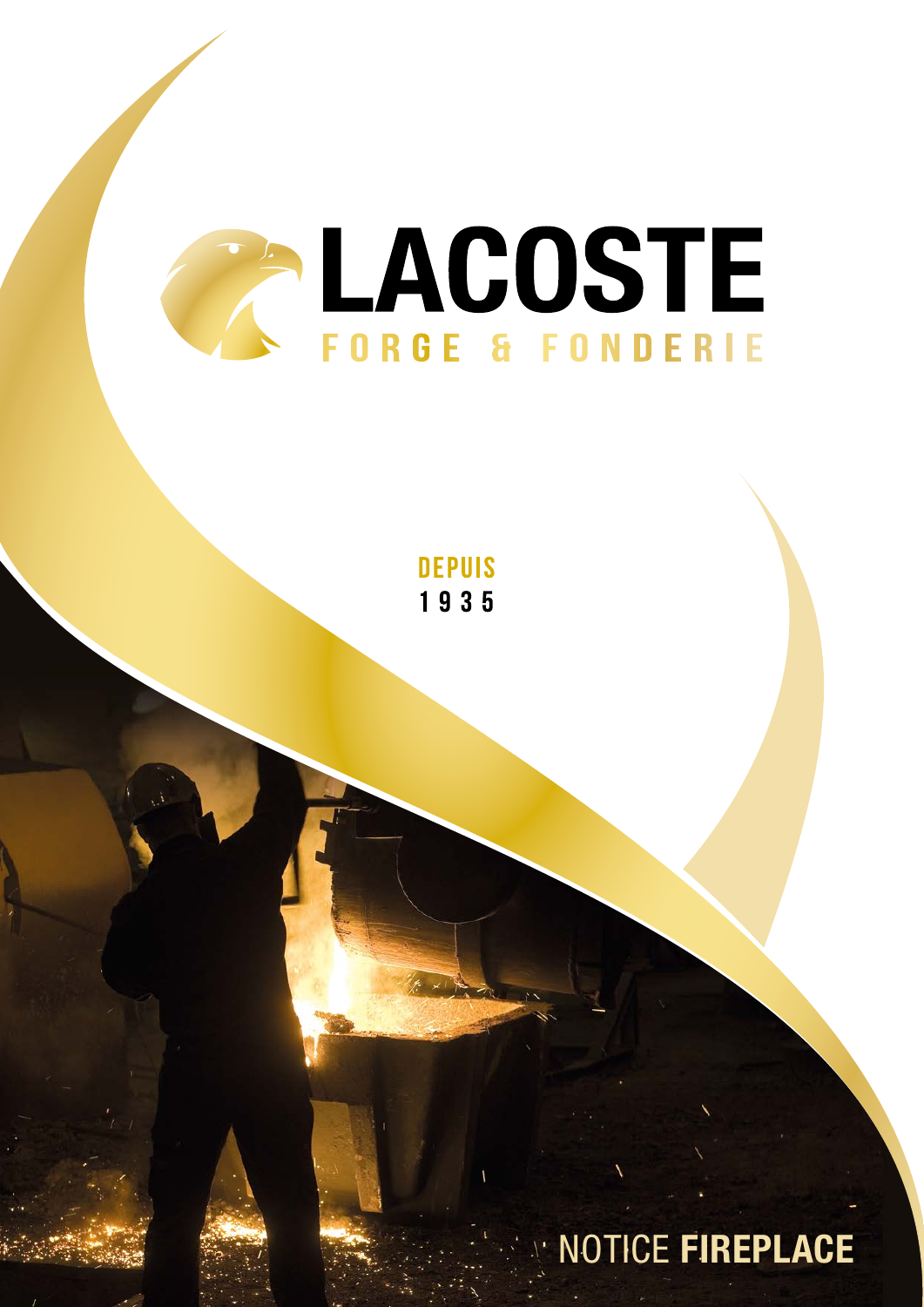# LACOSTE

FORGE & FONDERIE

DEPUIS
1935

NOTICE **FIREPLACE**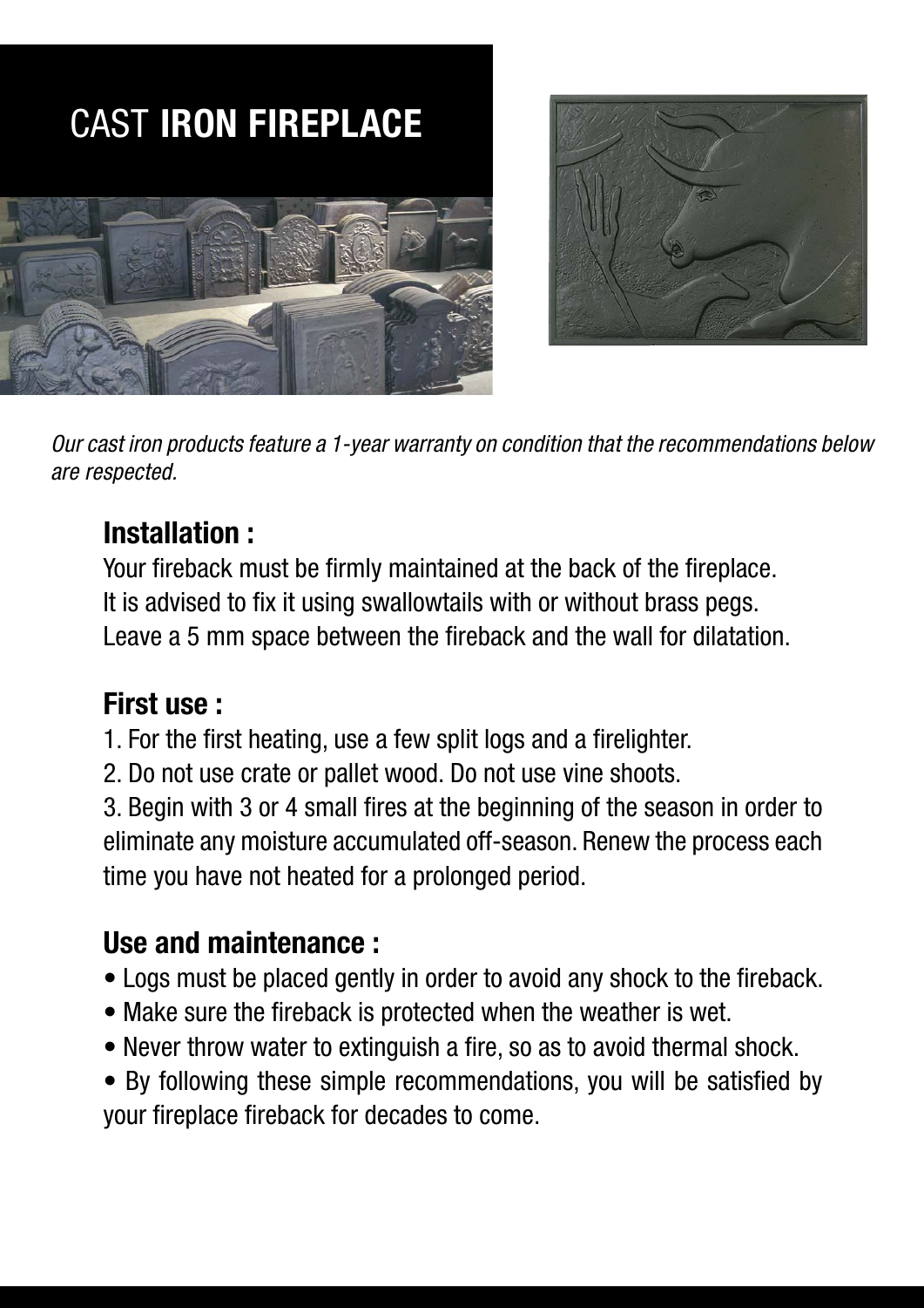# CAST **IRON FIREPLACE**

*Our cast iron products feature a 1-year warranty on condition that the recommendations below are respected.*

## Installation :

Your fireback must be firmly maintained at the back of the fireplace.
It is advised to fix it using swallowtails with or without brass pegs.
Leave a 5 mm space between the fireback and the wall for dilatation.

## First use :

1. For the first heating, use a few split logs and a firelighter.
2. Do not use crate or pallet wood. Do not use vine shoots.
3. Begin with 3 or 4 small fires at the beginning of the season in order to eliminate any moisture accumulated off-season. Renew the process each time you have not heated for a prolonged period.

## Use and maintenance :

- Logs must be placed gently in order to avoid any shock to the fireback.
- Make sure the fireback is protected when the weather is wet.
- Never throw water to extinguish a fire, so as to avoid thermal shock.
- By following these simple recommendations, you will be satisfied by your fireplace fireback for decades to come.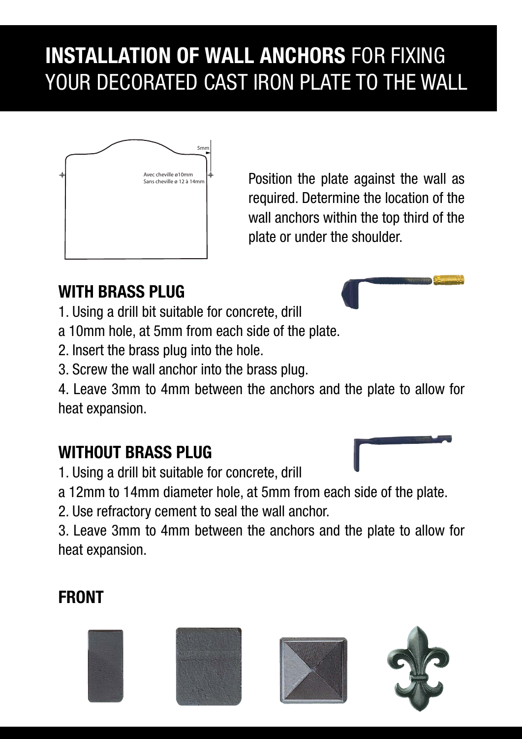# **INSTALLATION OF WALL ANCHORS** FOR FIXING YOUR DECORATED CAST IRON PLATE TO THE WALL

5mm

Avec cheville ø10mm
Sans cheville ø 12 à 14mm

Position the plate against the wall as required. Determine the location of the wall anchors within the top third of the plate or under the shoulder.

## WITH BRASS PLUG

1. Using a drill bit suitable for concrete, drill a 10mm hole, at 5mm from each side of the plate.
2. Insert the brass plug into the hole.
3. Screw the wall anchor into the brass plug.
4. Leave 3mm to 4mm between the anchors and the plate to allow for heat expansion.

## WITHOUT BRASS PLUG

1. Using a drill bit suitable for concrete, drill a 12mm to 14mm diameter hole, at 5mm from each side of the plate.
2. Use refractory cement to seal the wall anchor.
3. Leave 3mm to 4mm between the anchors and the plate to allow for heat expansion.

## FRONT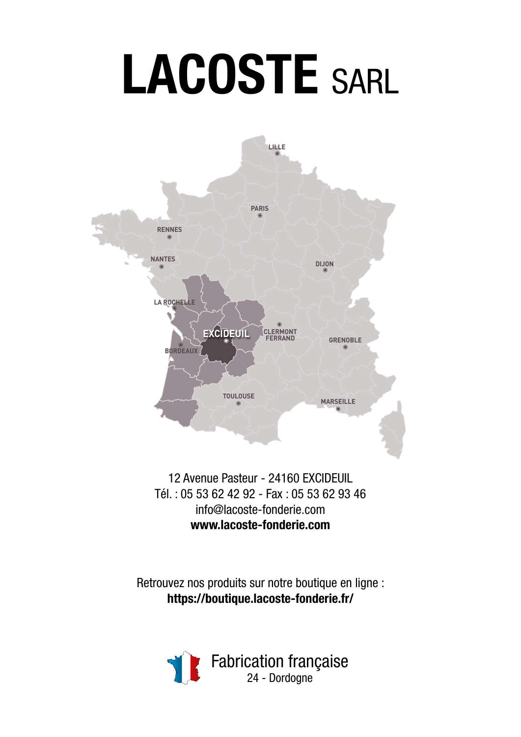# LACOSTE SARL

LILLE

PARIS

RENNES

NANTES

DIJON

LA ROCHELLE

EXCIDEUIL

CLERMONT FERRAND

BORDEAUX

GRENOBLE

TOULOUSE

MARSEILLE

12 Avenue Pasteur - 24160 EXCIDEUIL
Tél. : 05 53 62 42 92 - Fax : 05 53 62 93 46
info@lacoste-fonderie.com
**www.lacoste-fonderie.com**

Retrouvez nos produits sur notre boutique en ligne :
**https://boutique.lacoste-fonderie.fr/**

Fabrication française
24 - Dordogne